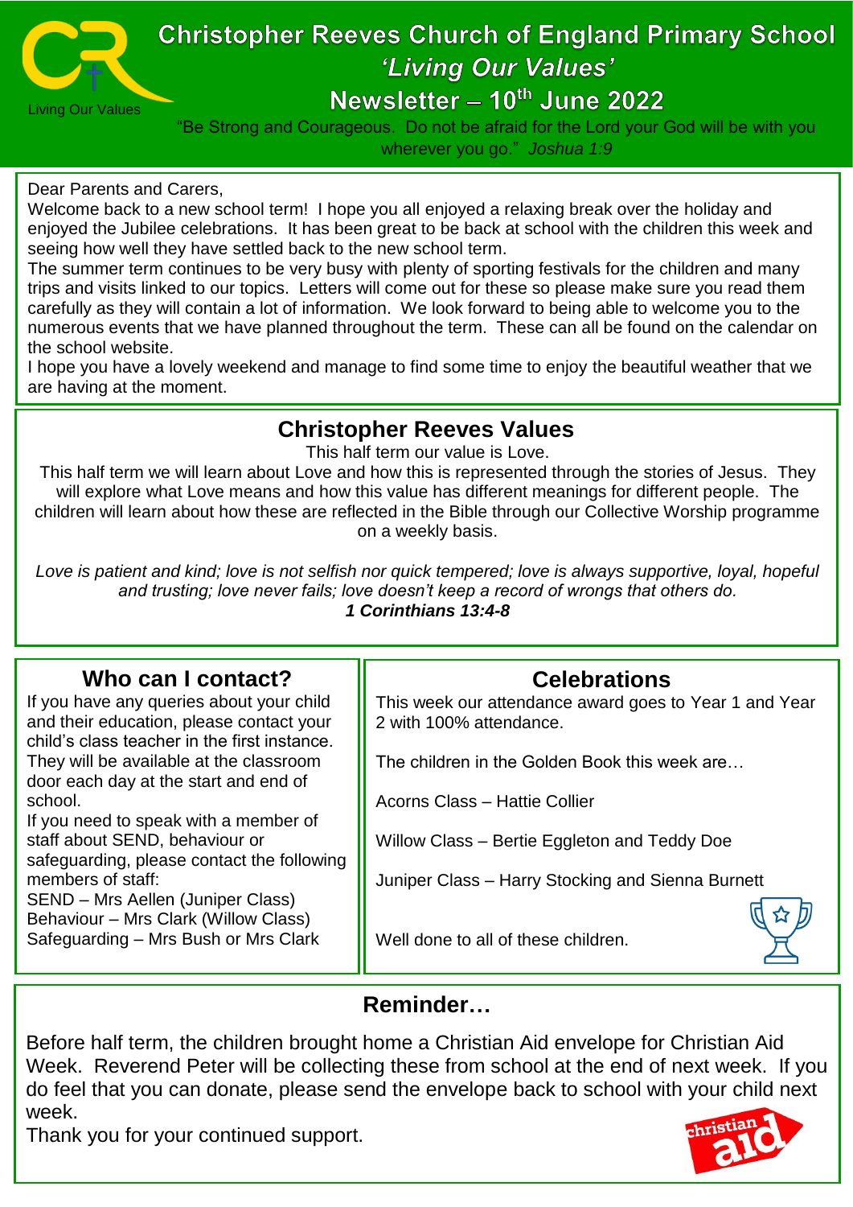# Christopher Reeves Church of England Primary School

## 'Living Our Values'

## Newsletter – 10th June 2022

Living Our Values

"Be Strong and Courageous. Do not be afraid for the Lord your God will be with you wherever you go." *Joshua 1:9*

Dear Parents and Carers,

Welcome back to a new school term! I hope you all enjoyed a relaxing break over the holiday and enjoyed the Jubilee celebrations. It has been great to be back at school with the children this week and seeing how well they have settled back to the new school term.

The summer term continues to be very busy with plenty of sporting festivals for the children and many trips and visits linked to our topics. Letters will come out for these so please make sure you read them carefully as they will contain a lot of information. We look forward to being able to welcome you to the numerous events that we have planned throughout the term. These can all be found on the calendar on the school website.

I hope you have a lovely weekend and manage to find some time to enjoy the beautiful weather that we are having at the moment.

## Christopher Reeves Values

This half term our value is Love.

This half term we will learn about Love and how this is represented through the stories of Jesus. They will explore what Love means and how this value has different meanings for different people. The children will learn about how these are reflected in the Bible through our Collective Worship programme on a weekly basis.

*Love is patient and kind; love is not selfish nor quick tempered; love is always supportive, loyal, hopeful and trusting; love never fails; love doesn't keep a record of wrongs that others do.*
***1 Corinthians 13:4-8***

## Who can I contact?

If you have any queries about your child and their education, please contact your child's class teacher in the first instance. They will be available at the classroom door each day at the start and end of school.

If you need to speak with a member of staff about SEND, behaviour or safeguarding, please contact the following members of staff:

SEND – Mrs Aellen (Juniper Class)
Behaviour – Mrs Clark (Willow Class)
Safeguarding – Mrs Bush or Mrs Clark

## Celebrations

This week our attendance award goes to Year 1 and Year 2 with 100% attendance.

The children in the Golden Book this week are…

Acorns Class – Hattie Collier

Willow Class – Bertie Eggleton and Teddy Doe

Juniper Class – Harry Stocking and Sienna Burnett

Well done to all of these children.

## Reminder…

Before half term, the children brought home a Christian Aid envelope for Christian Aid Week. Reverend Peter will be collecting these from school at the end of next week. If you do feel that you can donate, please send the envelope back to school with your child next week.

Thank you for your continued support.

christian aid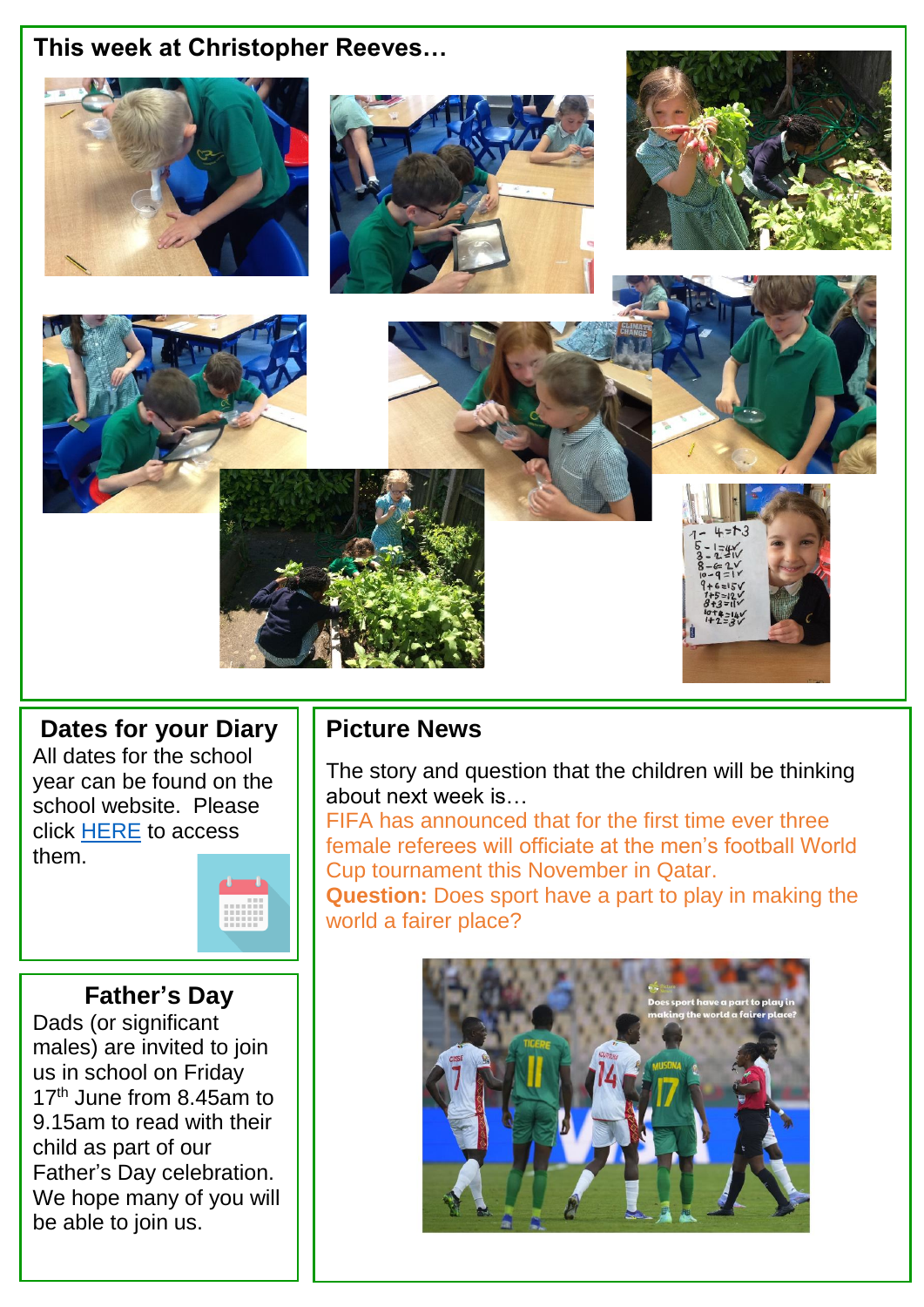## This week at Christopher Reeves…

## Dates for your Diary

All dates for the school year can be found on the school website. Please click [HERE]() to access them.

## Father's Day

Dads (or significant males) are invited to join us in school on Friday 17th June from 8.45am to 9.15am to read with their child as part of our Father's Day celebration. We hope many of you will be able to join us.

## Picture News

The story and question that the children will be thinking about next week is…

FIFA has announced that for the first time ever three female referees will officiate at the men's football World Cup tournament this November in Qatar.

**Question:** Does sport have a part to play in making the world a fairer place?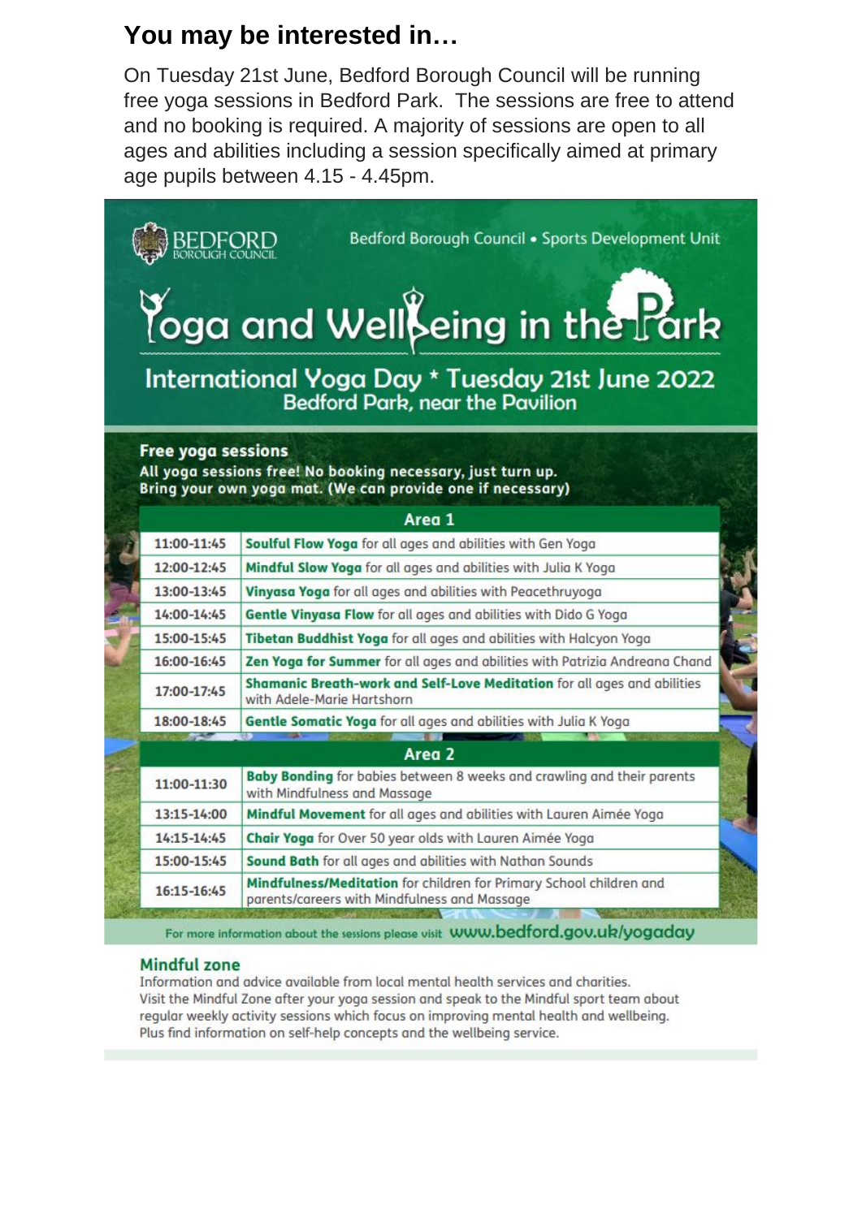## You may be interested in…

On Tuesday 21st June, Bedford Borough Council will be running free yoga sessions in Bedford Park. The sessions are free to attend and no booking is required. A majority of sessions are open to all ages and abilities including a session specifically aimed at primary age pupils between 4.15 - 4.45pm.

BEDFORD BOROUGH COUNCIL

Bedford Borough Council • Sports Development Unit

# Yoga and WellBeing in the Park

### International Yoga Day * Tuesday 21st June 2022
### Bedford Park, near the Pavilion

**Free yoga sessions**

**All yoga sessions free! No booking necessary, just turn up.**
**Bring your own yoga mat. (We can provide one if necessary)**

| Area 1 | |
|---|---|
| 11:00-11:45 | **Soulful Flow Yoga** for all ages and abilities with Gen Yoga |
| 12:00-12:45 | **Mindful Slow Yoga** for all ages and abilities with Julia K Yoga |
| 13:00-13:45 | **Vinyasa Yoga** for all ages and abilities with Peacethruyoga |
| 14:00-14:45 | **Gentle Vinyasa Flow** for all ages and abilities with Dido G Yoga |
| 15:00-15:45 | **Tibetan Buddhist Yoga** for all ages and abilities with Halcyon Yoga |
| 16:00-16:45 | **Zen Yoga for Summer** for all ages and abilities with Patrizia Andreana Chand |
| 17:00-17:45 | **Shamanic Breath-work and Self-Love Meditation** for all ages and abilities with Adele-Marie Hartshorn |
| 18:00-18:45 | **Gentle Somatic Yoga** for all ages and abilities with Julia K Yoga |

| Area 2 | |
|---|---|
| 11:00-11:30 | **Baby Bonding** for babies between 8 weeks and crawling and their parents with Mindfulness and Massage |
| 13:15-14:00 | **Mindful Movement** for all ages and abilities with Lauren Aimée Yoga |
| 14:15-14:45 | **Chair Yoga** for Over 50 year olds with Lauren Aimée Yoga |
| 15:00-15:45 | **Sound Bath** for all ages and abilities with Nathan Sounds |
| 16:15-16:45 | **Mindfulness/Meditation** for children for Primary School children and parents/careers with Mindfulness and Massage |

For more information about the sessions please visit www.bedford.gov.uk/yogaday

### Mindful zone

Information and advice available from local mental health services and charities.
Visit the Mindful Zone after your yoga session and speak to the Mindful sport team about regular weekly activity sessions which focus on improving mental health and wellbeing.
Plus find information on self-help concepts and the wellbeing service.